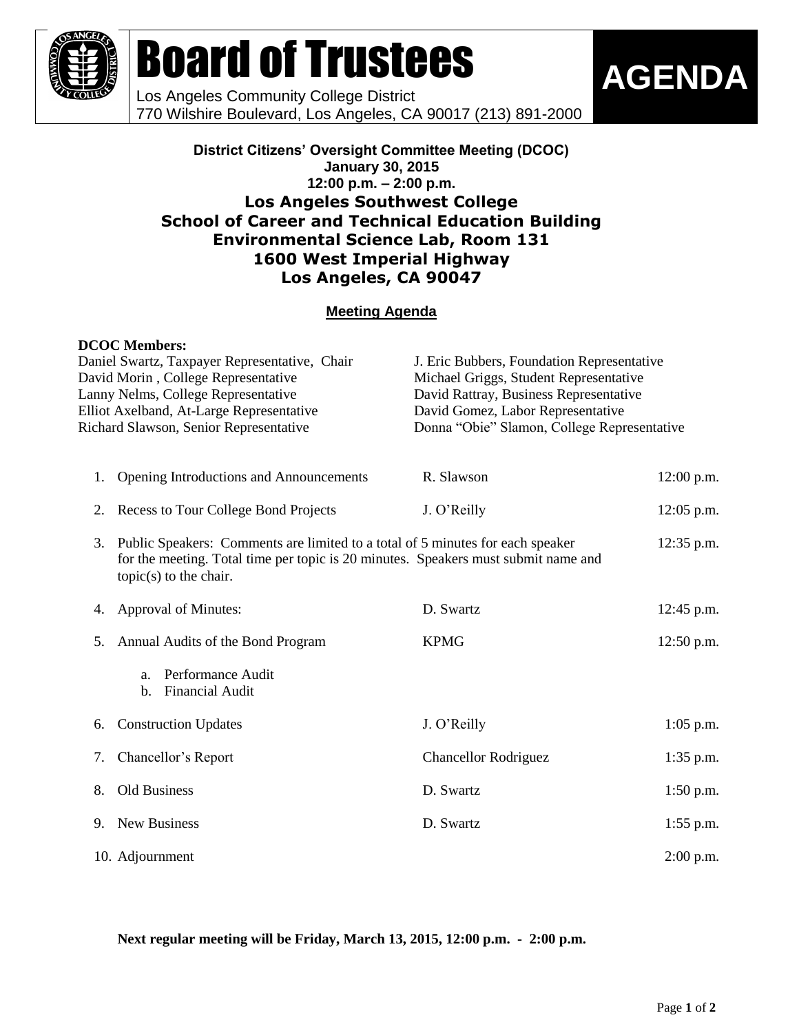# Board of Trustees

Los Angeles Community College District
770 Wilshire Boulevard, Los Angeles, CA 90017 (213) 891-2000

**AGENDA**

**District Citizens' Oversight Committee Meeting (DCOC)**
**January 30, 2015**
**12:00 p.m. – 2:00 p.m.**

## Los Angeles Southwest College
## School of Career and Technical Education Building
## Environmental Science Lab, Room 131
## 1600 West Imperial Highway
## Los Angeles, CA 90047

**Meeting Agenda**

**DCOC Members:**

Daniel Swartz, Taxpayer Representative, Chair
David Morin , College Representative
Lanny Nelms, College Representative
Elliot Axelband, At-Large Representative
Richard Slawson, Senior Representative
J. Eric Bubbers, Foundation Representative
Michael Griggs, Student Representative
David Rattray, Business Representative
David Gomez, Labor Representative
Donna "Obie" Slamon, College Representative

| | Item | Presenter | Time |
|---|---|---|---|
| 1. | Opening Introductions and Announcements | R. Slawson | 12:00 p.m. |
| 2. | Recess to Tour College Bond Projects | J. O'Reilly | 12:05 p.m. |
| 3. | Public Speakers: Comments are limited to a total of 5 minutes for each speaker for the meeting. Total time per topic is 20 minutes. Speakers must submit name and topic(s) to the chair. | | 12:35 p.m. |
| 4. | Approval of Minutes: | D. Swartz | 12:45 p.m. |
| 5. | Annual Audits of the Bond Program<br>a. Performance Audit<br>b. Financial Audit | KPMG | 12:50 p.m. |
| 6. | Construction Updates | J. O'Reilly | 1:05 p.m. |
| 7. | Chancellor's Report | Chancellor Rodriguez | 1:35 p.m. |
| 8. | Old Business | D. Swartz | 1:50 p.m. |
| 9. | New Business | D. Swartz | 1:55 p.m. |
| 10. | Adjournment | | 2:00 p.m. |

**Next regular meeting will be Friday, March 13, 2015, 12:00 p.m. - 2:00 p.m.**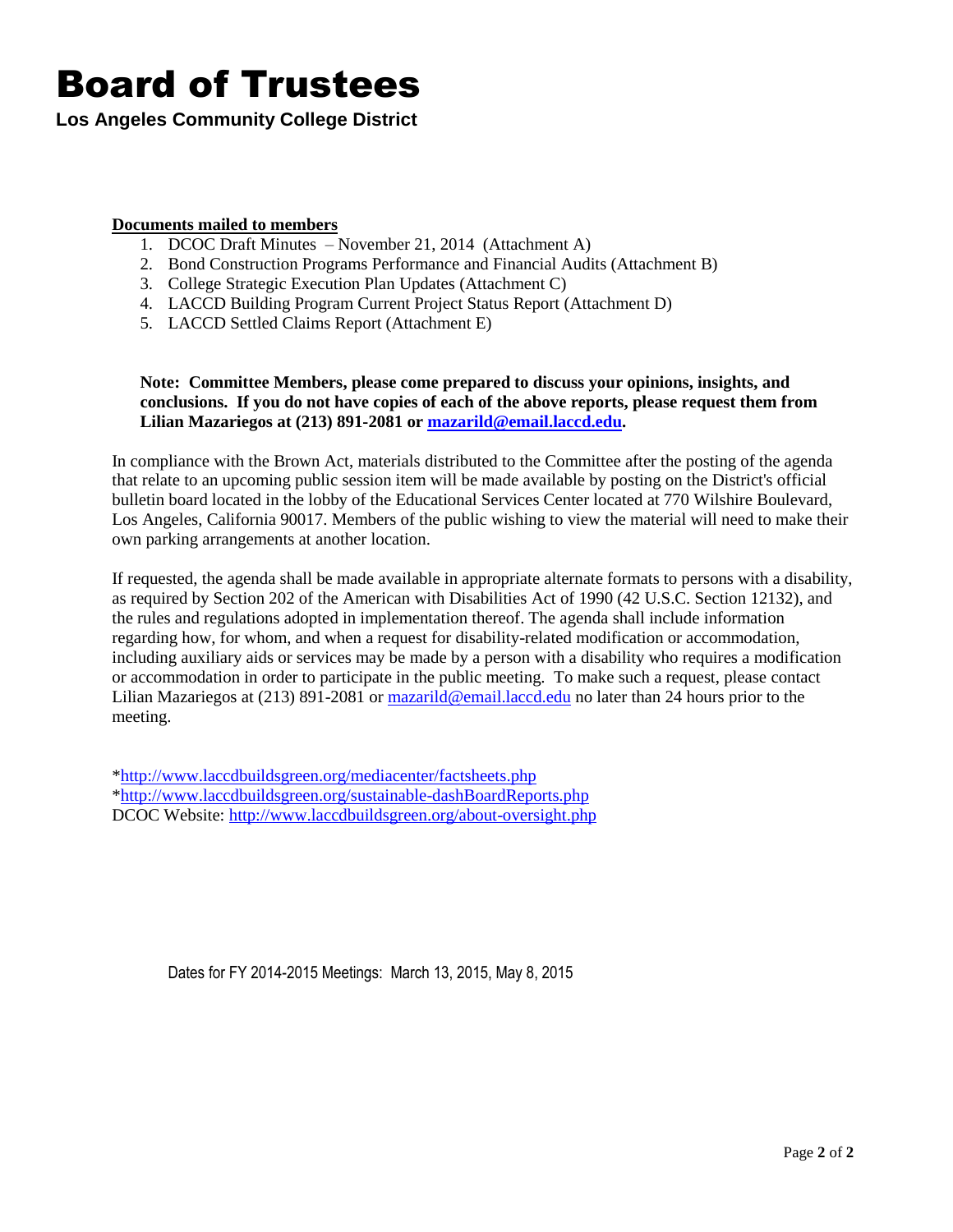# Board of Trustees

**Los Angeles Community College District**

**Documents mailed to members**

1. DCOC Draft Minutes – November 21, 2014 (Attachment A)
2. Bond Construction Programs Performance and Financial Audits (Attachment B)
3. College Strategic Execution Plan Updates (Attachment C)
4. LACCD Building Program Current Project Status Report (Attachment D)
5. LACCD Settled Claims Report (Attachment E)

**Note: Committee Members, please come prepared to discuss your opinions, insights, and conclusions. If you do not have copies of each of the above reports, please request them from Lilian Mazariegos at (213) 891-2081 or [mazarild@email.laccd.edu](mailto:mazarild@email.laccd.edu).**

In compliance with the Brown Act, materials distributed to the Committee after the posting of the agenda that relate to an upcoming public session item will be made available by posting on the District's official bulletin board located in the lobby of the Educational Services Center located at 770 Wilshire Boulevard, Los Angeles, California 90017. Members of the public wishing to view the material will need to make their own parking arrangements at another location.

If requested, the agenda shall be made available in appropriate alternate formats to persons with a disability, as required by Section 202 of the American with Disabilities Act of 1990 (42 U.S.C. Section 12132), and the rules and regulations adopted in implementation thereof. The agenda shall include information regarding how, for whom, and when a request for disability-related modification or accommodation, including auxiliary aids or services may be made by a person with a disability who requires a modification or accommodation in order to participate in the public meeting. To make such a request, please contact Lilian Mazariegos at (213) 891-2081 or [mazarild@email.laccd.edu](mailto:mazarild@email.laccd.edu) no later than 24 hours prior to the meeting.

*http://www.laccdbuildsgreen.org/mediacenter/factsheets.php
*http://www.laccdbuildsgreen.org/sustainable-dashBoardReports.php
DCOC Website: http://www.laccdbuildsgreen.org/about-oversight.php

Dates for FY 2014-2015 Meetings: March 13, 2015, May 8, 2015